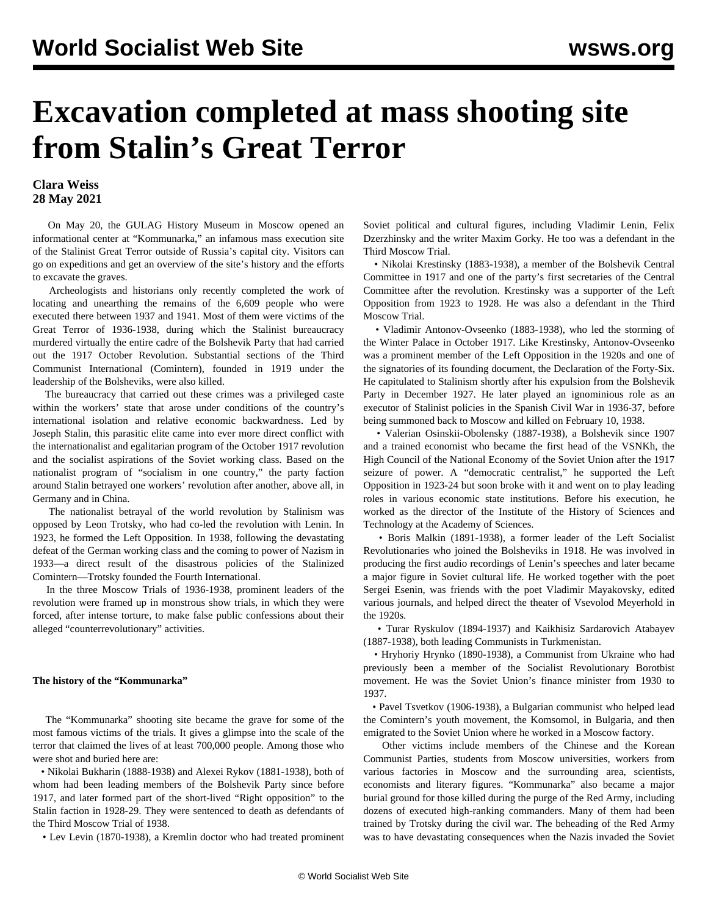# Excavation completed at mass shooting site from Stalin's Great Terror

**Clara Weiss**
**28 May 2021**

On May 20, the GULAG History Museum in Moscow opened an informational center at "Kommunarka," an infamous mass execution site of the Stalinist Great Terror outside of Russia's capital city. Visitors can go on expeditions and get an overview of the site's history and the efforts to excavate the graves.

Archeologists and historians only recently completed the work of locating and unearthing the remains of the 6,609 people who were executed there between 1937 and 1941. Most of them were victims of the Great Terror of 1936-1938, during which the Stalinist bureaucracy murdered virtually the entire cadre of the Bolshevik Party that had carried out the 1917 October Revolution. Substantial sections of the Third Communist International (Comintern), founded in 1919 under the leadership of the Bolsheviks, were also killed.

The bureaucracy that carried out these crimes was a privileged caste within the workers' state that arose under conditions of the country's international isolation and relative economic backwardness. Led by Joseph Stalin, this parasitic elite came into ever more direct conflict with the internationalist and egalitarian program of the October 1917 revolution and the socialist aspirations of the Soviet working class. Based on the nationalist program of "socialism in one country," the party faction around Stalin betrayed one workers' revolution after another, above all, in Germany and in China.

The nationalist betrayal of the world revolution by Stalinism was opposed by Leon Trotsky, who had co-led the revolution with Lenin. In 1923, he formed the Left Opposition. In 1938, following the devastating defeat of the German working class and the coming to power of Nazism in 1933—a direct result of the disastrous policies of the Stalinized Comintern—Trotsky founded the Fourth International.

In the three Moscow Trials of 1936-1938, prominent leaders of the revolution were framed up in monstrous show trials, in which they were forced, after intense torture, to make false public confessions about their alleged "counterrevolutionary" activities.

**The history of the "Kommunarka"**

The "Kommunarka" shooting site became the grave for some of the most famous victims of the trials. It gives a glimpse into the scale of the terror that claimed the lives of at least 700,000 people. Among those who were shot and buried here are:

- Nikolai Bukharin (1888-1938) and Alexei Rykov (1881-1938), both of whom had been leading members of the Bolshevik Party since before 1917, and later formed part of the short-lived "Right opposition" to the Stalin faction in 1928-29. They were sentenced to death as defendants of the Third Moscow Trial of 1938.
- Lev Levin (1870-1938), a Kremlin doctor who had treated prominent Soviet political and cultural figures, including Vladimir Lenin, Felix Dzerzhinsky and the writer Maxim Gorky. He too was a defendant in the Third Moscow Trial.
- Nikolai Krestinsky (1883-1938), a member of the Bolshevik Central Committee in 1917 and one of the party's first secretaries of the Central Committee after the revolution. Krestinsky was a supporter of the Left Opposition from 1923 to 1928. He was also a defendant in the Third Moscow Trial.
- Vladimir Antonov-Ovseenko (1883-1938), who led the storming of the Winter Palace in October 1917. Like Krestinsky, Antonov-Ovseenko was a prominent member of the Left Opposition in the 1920s and one of the signatories of its founding document, the Declaration of the Forty-Six. He capitulated to Stalinism shortly after his expulsion from the Bolshevik Party in December 1927. He later played an ignominious role as an executor of Stalinist policies in the Spanish Civil War in 1936-37, before being summoned back to Moscow and killed on February 10, 1938.
- Valerian Osinskii-Obolensky (1887-1938), a Bolshevik since 1907 and a trained economist who became the first head of the VSNKh, the High Council of the National Economy of the Soviet Union after the 1917 seizure of power. A "democratic centralist," he supported the Left Opposition in 1923-24 but soon broke with it and went on to play leading roles in various economic state institutions. Before his execution, he worked as the director of the Institute of the History of Sciences and Technology at the Academy of Sciences.
- Boris Malkin (1891-1938), a former leader of the Left Socialist Revolutionaries who joined the Bolsheviks in 1918. He was involved in producing the first audio recordings of Lenin's speeches and later became a major figure in Soviet cultural life. He worked together with the poet Sergei Esenin, was friends with the poet Vladimir Mayakovsky, edited various journals, and helped direct the theater of Vsevolod Meyerhold in the 1920s.
- Turar Ryskulov (1894-1937) and Kaikhisiz Sardarovich Atabayev (1887-1938), both leading Communists in Turkmenistan.
- Hryhoriy Hrynko (1890-1938), a Communist from Ukraine who had previously been a member of the Socialist Revolutionary Borotbist movement. He was the Soviet Union's finance minister from 1930 to 1937.
- Pavel Tsvetkov (1906-1938), a Bulgarian communist who helped lead the Comintern's youth movement, the Komsomol, in Bulgaria, and then emigrated to the Soviet Union where he worked in a Moscow factory.

Other victims include members of the Chinese and the Korean Communist Parties, students from Moscow universities, workers from various factories in Moscow and the surrounding area, scientists, economists and literary figures. "Kommunarka" also became a major burial ground for those killed during the purge of the Red Army, including dozens of executed high-ranking commanders. Many of them had been trained by Trotsky during the civil war. The beheading of the Red Army was to have devastating consequences when the Nazis invaded the Soviet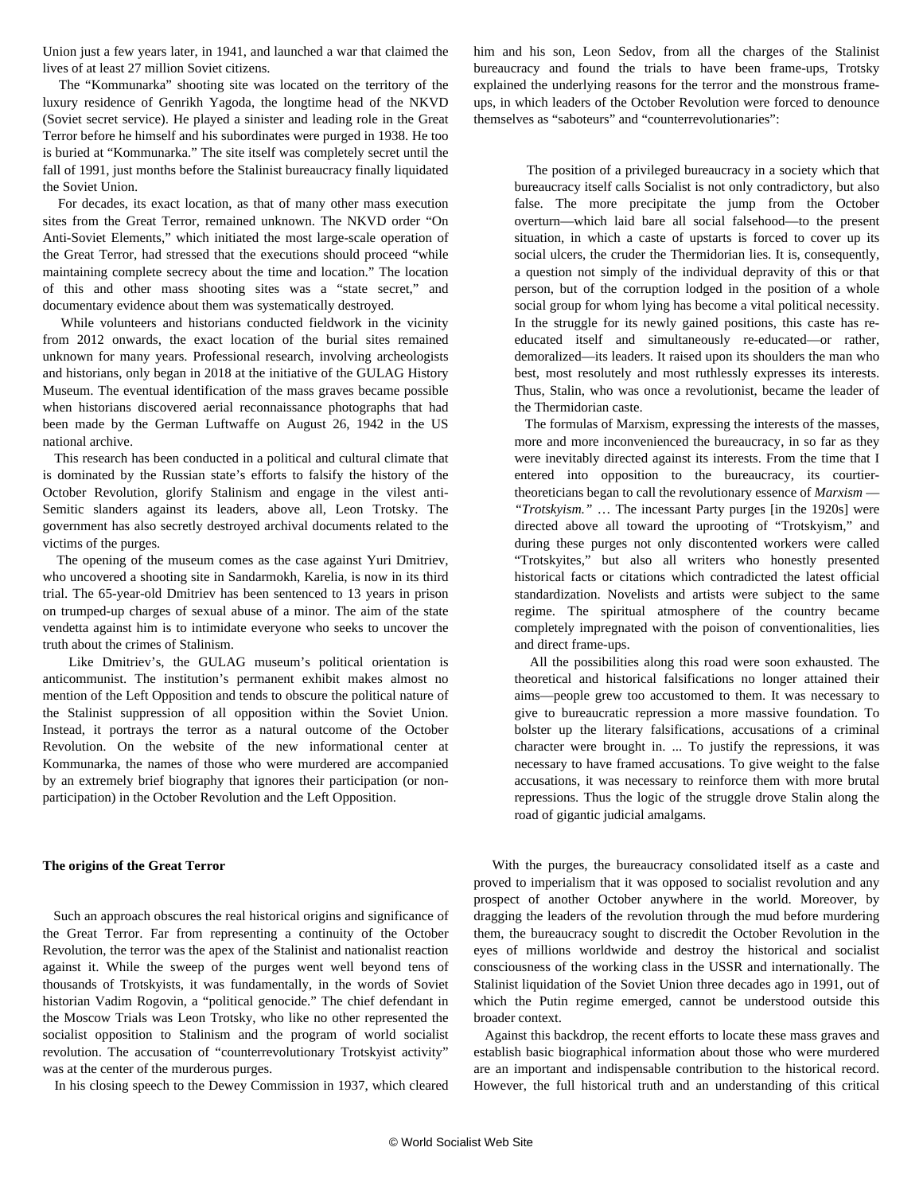Union just a few years later, in 1941, and launched a war that claimed the lives of at least 27 million Soviet citizens.

The "Kommunarka" shooting site was located on the territory of the luxury residence of Genrikh Yagoda, the longtime head of the NKVD (Soviet secret service). He played a sinister and leading role in the Great Terror before he himself and his subordinates were purged in 1938. He too is buried at "Kommunarka." The site itself was completely secret until the fall of 1991, just months before the Stalinist bureaucracy finally liquidated the Soviet Union.

For decades, its exact location, as that of many other mass execution sites from the Great Terror, remained unknown. The NKVD order "On Anti-Soviet Elements," which initiated the most large-scale operation of the Great Terror, had stressed that the executions should proceed "while maintaining complete secrecy about the time and location." The location of this and other mass shooting sites was a "state secret," and documentary evidence about them was systematically destroyed.

While volunteers and historians conducted fieldwork in the vicinity from 2012 onwards, the exact location of the burial sites remained unknown for many years. Professional research, involving archeologists and historians, only began in 2018 at the initiative of the GULAG History Museum. The eventual identification of the mass graves became possible when historians discovered aerial reconnaissance photographs that had been made by the German Luftwaffe on August 26, 1942 in the US national archive.

This research has been conducted in a political and cultural climate that is dominated by the Russian state's efforts to falsify the history of the October Revolution, glorify Stalinism and engage in the vilest anti-Semitic slanders against its leaders, above all, Leon Trotsky. The government has also secretly destroyed archival documents related to the victims of the purges.

The opening of the museum comes as the case against Yuri Dmitriev, who uncovered a shooting site in Sandarmokh, Karelia, is now in its third trial. The 65-year-old Dmitriev has been sentenced to 13 years in prison on trumped-up charges of sexual abuse of a minor. The aim of the state vendetta against him is to intimidate everyone who seeks to uncover the truth about the crimes of Stalinism.

Like Dmitriev's, the GULAG museum's political orientation is anticommunist. The institution's permanent exhibit makes almost no mention of the Left Opposition and tends to obscure the political nature of the Stalinist suppression of all opposition within the Soviet Union. Instead, it portrays the terror as a natural outcome of the October Revolution. On the website of the new informational center at Kommunarka, the names of those who were murdered are accompanied by an extremely brief biography that ignores their participation (or non-participation) in the October Revolution and the Left Opposition.

**The origins of the Great Terror**

Such an approach obscures the real historical origins and significance of the Great Terror. Far from representing a continuity of the October Revolution, the terror was the apex of the Stalinist and nationalist reaction against it. While the sweep of the purges went well beyond tens of thousands of Trotskyists, it was fundamentally, in the words of Soviet historian Vadim Rogovin, a "political genocide." The chief defendant in the Moscow Trials was Leon Trotsky, who like no other represented the socialist opposition to Stalinism and the program of world socialist revolution. The accusation of "counterrevolutionary Trotskyist activity" was at the center of the murderous purges.

In his closing speech to the Dewey Commission in 1937, which cleared him and his son, Leon Sedov, from all the charges of the Stalinist bureaucracy and found the trials to have been frame-ups, Trotsky explained the underlying reasons for the terror and the monstrous frame-ups, in which leaders of the October Revolution were forced to denounce themselves as "saboteurs" and "counterrevolutionaries":

> The position of a privileged bureaucracy in a society which that bureaucracy itself calls Socialist is not only contradictory, but also false. The more precipitate the jump from the October overturn—which laid bare all social falsehood—to the present situation, in which a caste of upstarts is forced to cover up its social ulcers, the cruder the Thermidorian lies. It is, consequently, a question not simply of the individual depravity of this or that person, but of the corruption lodged in the position of a whole social group for whom lying has become a vital political necessity. In the struggle for its newly gained positions, this caste has re-educated itself and simultaneously re-educated—or rather, demoralized—its leaders. It raised upon its shoulders the man who best, most resolutely and most ruthlessly expresses its interests. Thus, Stalin, who was once a revolutionist, became the leader of the Thermidorian caste.
>
> The formulas of Marxism, expressing the interests of the masses, more and more inconvenienced the bureaucracy, in so far as they were inevitably directed against its interests. From the time that I entered into opposition to the bureaucracy, its courtier-theoreticians began to call the revolutionary essence of *Marxism — "Trotskyism."* … The incessant Party purges [in the 1920s] were directed above all toward the uprooting of "Trotskyism," and during these purges not only discontented workers were called "Trotskyites," but also all writers who honestly presented historical facts or citations which contradicted the latest official standardization. Novelists and artists were subject to the same regime. The spiritual atmosphere of the country became completely impregnated with the poison of conventionalities, lies and direct frame-ups.
>
> All the possibilities along this road were soon exhausted. The theoretical and historical falsifications no longer attained their aims—people grew too accustomed to them. It was necessary to give to bureaucratic repression a more massive foundation. To bolster up the literary falsifications, accusations of a criminal character were brought in. ... To justify the repressions, it was necessary to have framed accusations. To give weight to the false accusations, it was necessary to reinforce them with more brutal repressions. Thus the logic of the struggle drove Stalin along the road of gigantic judicial amalgams.

With the purges, the bureaucracy consolidated itself as a caste and proved to imperialism that it was opposed to socialist revolution and any prospect of another October anywhere in the world. Moreover, by dragging the leaders of the revolution through the mud before murdering them, the bureaucracy sought to discredit the October Revolution in the eyes of millions worldwide and destroy the historical and socialist consciousness of the working class in the USSR and internationally. The Stalinist liquidation of the Soviet Union three decades ago in 1991, out of which the Putin regime emerged, cannot be understood outside this broader context.

Against this backdrop, the recent efforts to locate these mass graves and establish basic biographical information about those who were murdered are an important and indispensable contribution to the historical record. However, the full historical truth and an understanding of this critical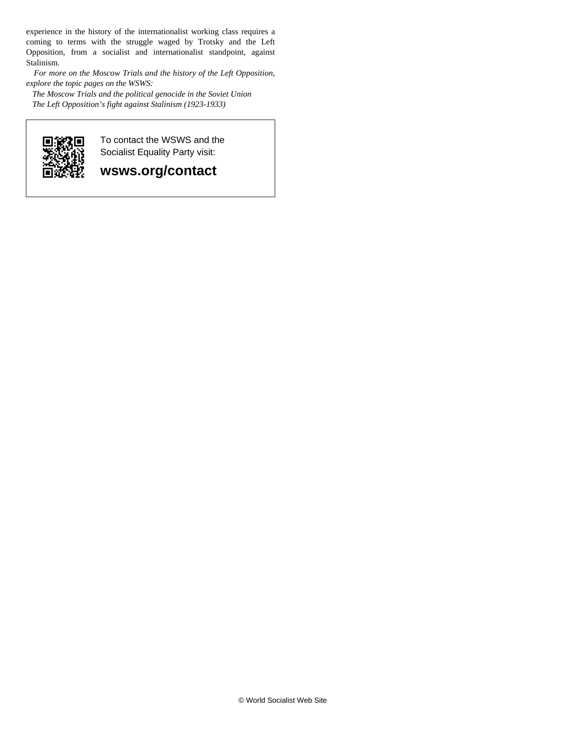experience in the history of the internationalist working class requires a coming to terms with the struggle waged by Trotsky and the Left Opposition, from a socialist and internationalist standpoint, against Stalinism.

*For more on the Moscow Trials and the history of the Left Opposition, explore the topic pages on the WSWS:*

*The Moscow Trials and the political genocide in the Soviet Union*

*The Left Opposition's fight against Stalinism (1923-1933)*

To contact the WSWS and the Socialist Equality Party visit:

**wsws.org/contact**